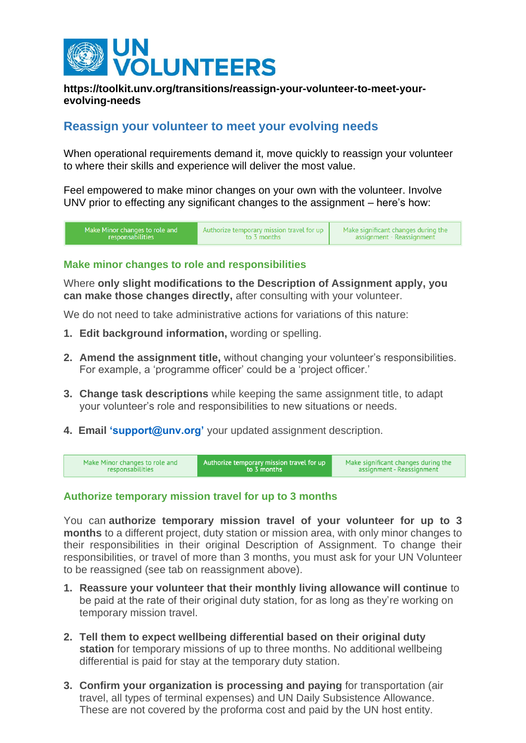# UN VOLUNTEERS

**https://toolkit.unv.org/transitions/reassign-your-volunteer-to-meet-your-evolving-needs**

## Reassign your volunteer to meet your evolving needs

When operational requirements demand it, move quickly to reassign your volunteer to where their skills and experience will deliver the most value.

Feel empowered to make minor changes on your own with the volunteer. Involve UNV prior to effecting any significant changes to the assignment – here's how:

| Make Minor changes to role and responsabilities | Authorize temporary mission travel for up to 3 months | Make significant changes during the assignment - Reassignment |
|---|---|---|

### Make minor changes to role and responsibilities

Where **only slight modifications to the Description of Assignment apply, you can make those changes directly,** after consulting with your volunteer.

We do not need to take administrative actions for variations of this nature:

1. **Edit background information,** wording or spelling.
2. **Amend the assignment title,** without changing your volunteer's responsibilities. For example, a 'programme officer' could be a 'project officer.'
3. **Change task descriptions** while keeping the same assignment title, to adapt your volunteer's role and responsibilities to new situations or needs.
4. **Email 'support@unv.org'** your updated assignment description.

| Make Minor changes to role and responsabilities | Authorize temporary mission travel for up to 3 months | Make significant changes during the assignment - Reassignment |
|---|---|---|

### Authorize temporary mission travel for up to 3 months

You can **authorize temporary mission travel of your volunteer for up to 3 months** to a different project, duty station or mission area, with only minor changes to their responsibilities in their original Description of Assignment. To change their responsibilities, or travel of more than 3 months, you must ask for your UN Volunteer to be reassigned (see tab on reassignment above).

1. **Reassure your volunteer that their monthly living allowance will continue** to be paid at the rate of their original duty station, for as long as they're working on temporary mission travel.
2. **Tell them to expect wellbeing differential based on their original duty station** for temporary missions of up to three months. No additional wellbeing differential is paid for stay at the temporary duty station.
3. **Confirm your organization is processing and paying** for transportation (air travel, all types of terminal expenses) and UN Daily Subsistence Allowance. These are not covered by the proforma cost and paid by the UN host entity.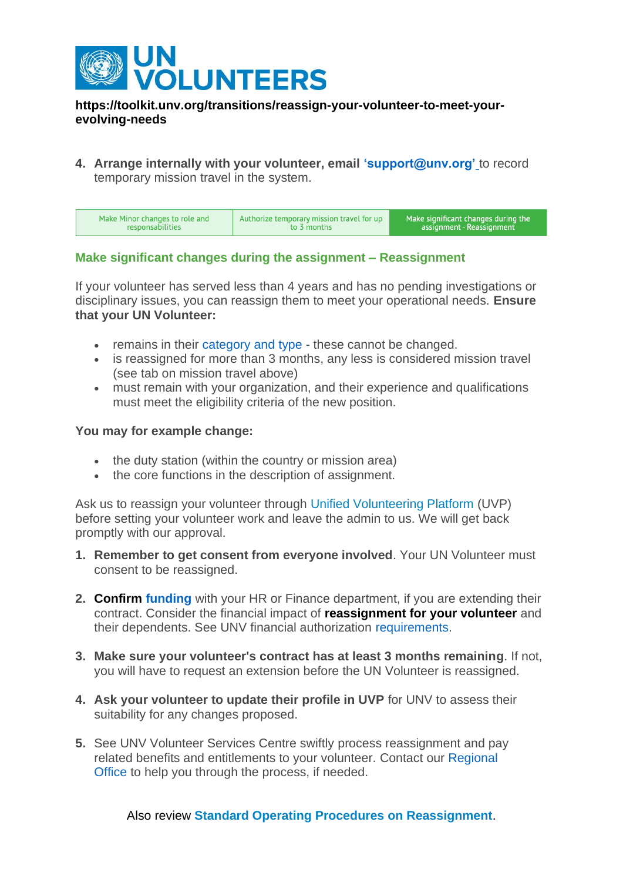**https://toolkit.unv.org/transitions/reassign-your-volunteer-to-meet-your-evolving-needs**

4. **Arrange internally with your volunteer, email 'support@unv.org'** to record temporary mission travel in the system.

| Make Minor changes to role and responsabilities | Authorize temporary mission travel for up to 3 months | Make significant changes during the assignment - Reassignment |
| --- | --- | --- |

## Make significant changes during the assignment – Reassignment

If your volunteer has served less than 4 years and has no pending investigations or disciplinary issues, you can reassign them to meet your operational needs. **Ensure that your UN Volunteer:**

- remains in their category and type - these cannot be changed.
- is reassigned for more than 3 months, any less is considered mission travel (see tab on mission travel above)
- must remain with your organization, and their experience and qualifications must meet the eligibility criteria of the new position.

**You may for example change:**

- the duty station (within the country or mission area)
- the core functions in the description of assignment.

Ask us to reassign your volunteer through Unified Volunteering Platform (UVP) before setting your volunteer work and leave the admin to us. We will get back promptly with our approval.

1. **Remember to get consent from everyone involved**. Your UN Volunteer must consent to be reassigned.

2. **Confirm funding** with your HR or Finance department, if you are extending their contract. Consider the financial impact of **reassignment for your volunteer** and their dependents. See UNV financial authorization requirements.

3. **Make sure your volunteer's contract has at least 3 months remaining**. If not, you will have to request an extension before the UN Volunteer is reassigned.

4. **Ask your volunteer to update their profile in UVP** for UNV to assess their suitability for any changes proposed.

5. See UNV Volunteer Services Centre swiftly process reassignment and pay related benefits and entitlements to your volunteer. Contact our Regional Office to help you through the process, if needed.

Also review **Standard Operating Procedures on Reassignment**.